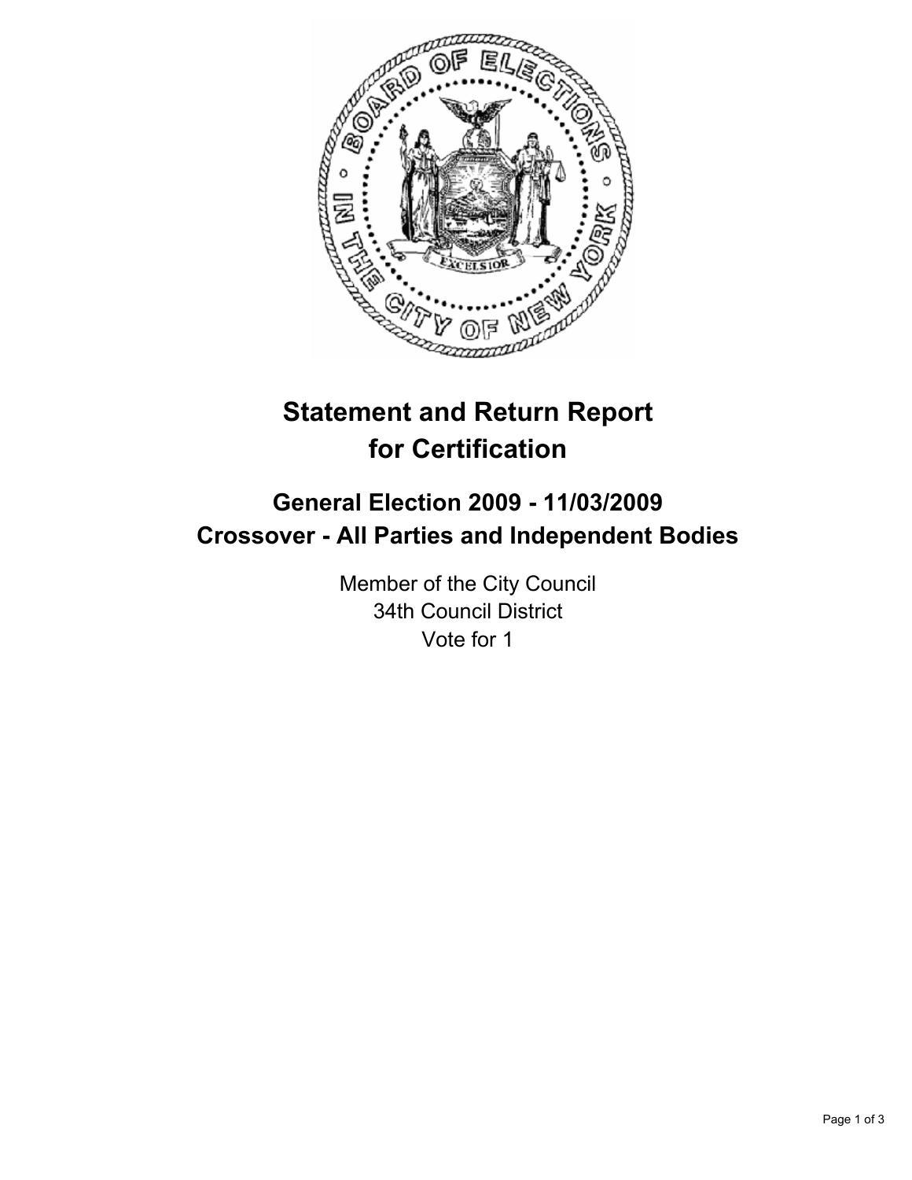# Statement and Return Report for Certification

## General Election 2009 - 11/03/2009
## Crossover - All Parties and Independent Bodies

Member of the City Council
34th Council District
Vote for 1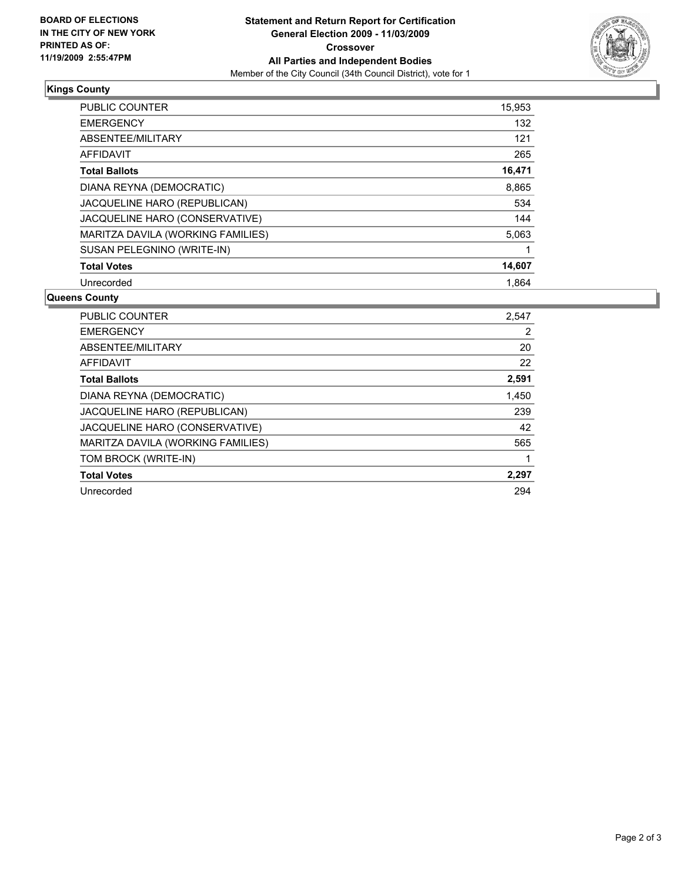**BOARD OF ELECTIONS IN THE CITY OF NEW YORK PRINTED AS OF: 11/19/2009 2:55:47PM**

# Statement and Return Report for Certification General Election 2009 - 11/03/2009 Crossover All Parties and Independent Bodies

Member of the City Council (34th Council District), vote for 1

## Kings County

| | |
|---|---|
| PUBLIC COUNTER | 15,953 |
| EMERGENCY | 132 |
| ABSENTEE/MILITARY | 121 |
| AFFIDAVIT | 265 |
| **Total Ballots** | **16,471** |
| DIANA REYNA (DEMOCRATIC) | 8,865 |
| JACQUELINE HARO (REPUBLICAN) | 534 |
| JACQUELINE HARO (CONSERVATIVE) | 144 |
| MARITZA DAVILA (WORKING FAMILIES) | 5,063 |
| SUSAN PELEGNINO (WRITE-IN) | 1 |
| **Total Votes** | **14,607** |
| Unrecorded | 1,864 |

## Queens County

| | |
|---|---|
| PUBLIC COUNTER | 2,547 |
| EMERGENCY | 2 |
| ABSENTEE/MILITARY | 20 |
| AFFIDAVIT | 22 |
| **Total Ballots** | **2,591** |
| DIANA REYNA (DEMOCRATIC) | 1,450 |
| JACQUELINE HARO (REPUBLICAN) | 239 |
| JACQUELINE HARO (CONSERVATIVE) | 42 |
| MARITZA DAVILA (WORKING FAMILIES) | 565 |
| TOM BROCK (WRITE-IN) | 1 |
| **Total Votes** | **2,297** |
| Unrecorded | 294 |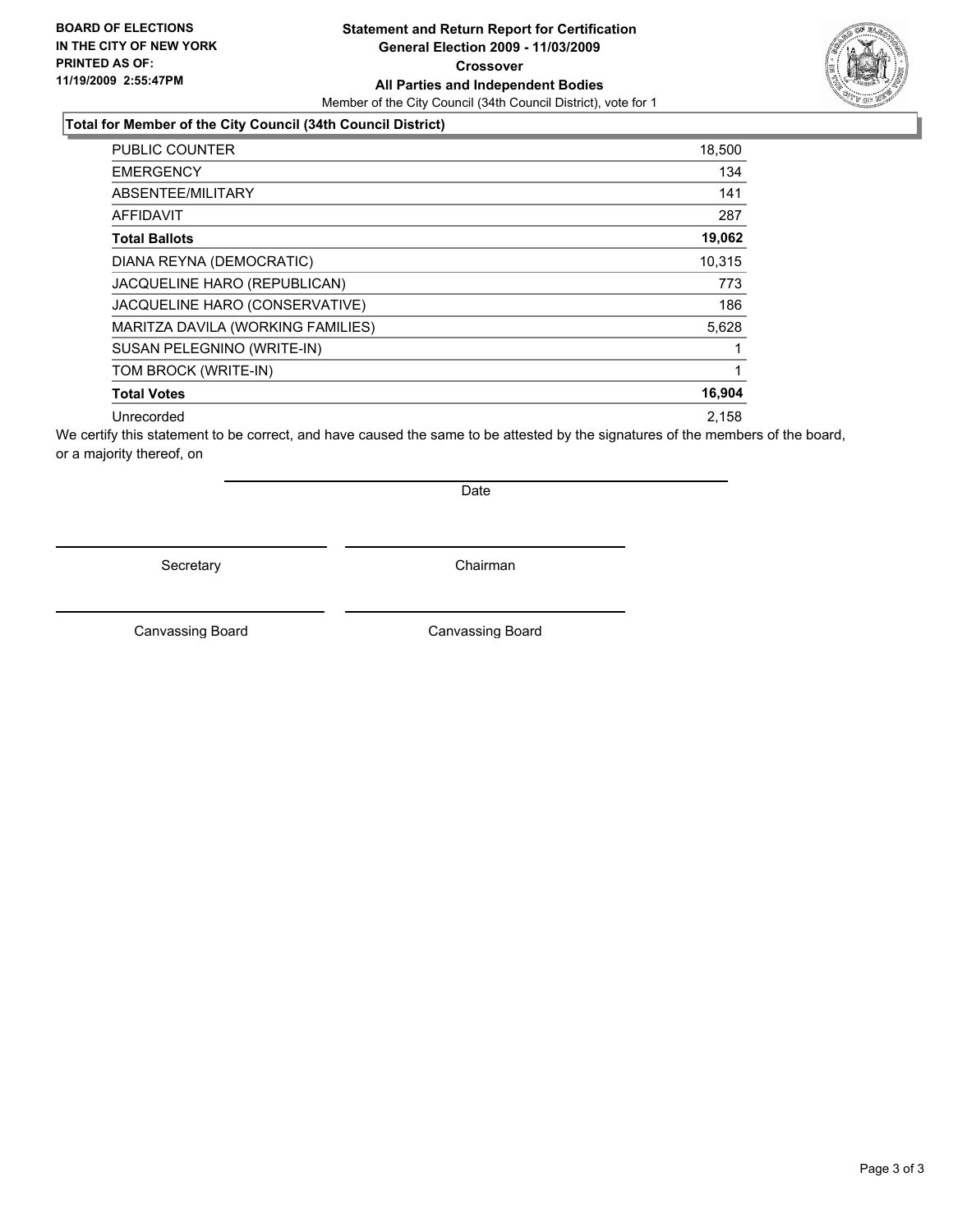**BOARD OF ELECTIONS IN THE CITY OF NEW YORK PRINTED AS OF: 11/19/2009 2:55:47PM**

**Statement and Return Report for Certification**
**General Election 2009 - 11/03/2009**
**Crossover**
**All Parties and Independent Bodies**
Member of the City Council (34th Council District), vote for 1

**Total for Member of the City Council (34th Council District)**

| | |
|---|---|
| PUBLIC COUNTER | 18,500 |
| EMERGENCY | 134 |
| ABSENTEE/MILITARY | 141 |
| AFFIDAVIT | 287 |
| **Total Ballots** | **19,062** |
| DIANA REYNA (DEMOCRATIC) | 10,315 |
| JACQUELINE HARO (REPUBLICAN) | 773 |
| JACQUELINE HARO (CONSERVATIVE) | 186 |
| MARITZA DAVILA (WORKING FAMILIES) | 5,628 |
| SUSAN PELEGNINO (WRITE-IN) | 1 |
| TOM BROCK (WRITE-IN) | 1 |
| **Total Votes** | **16,904** |
| Unrecorded | 2,158 |

We certify this statement to be correct, and have caused the same to be attested by the signatures of the members of the board, or a majority thereof, on

Date

Secretary

Chairman

Canvassing Board

Canvassing Board